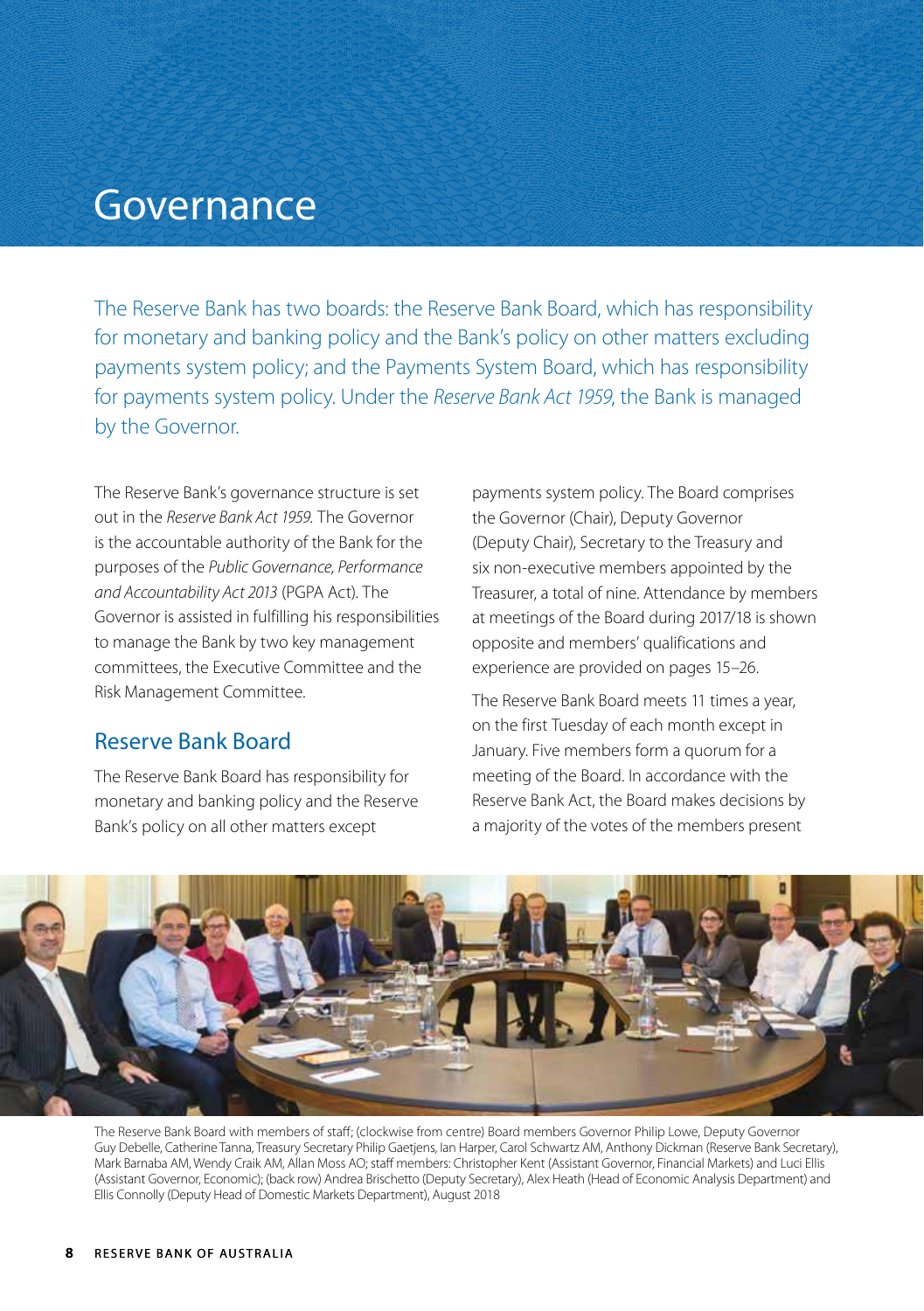# Governance

The Reserve Bank has two boards: the Reserve Bank Board, which has responsibility for monetary and banking policy and the Bank's policy on other matters excluding payments system policy; and the Payments System Board, which has responsibility for payments system policy. Under the *Reserve Bank Act 1959*, the Bank is managed by the Governor.

The Reserve Bank's governance structure is set out in the *Reserve Bank Act 1959.* The Governor is the accountable authority of the Bank for the purposes of the *Public Governance, Performance and Accountability Act 2013* (PGPA Act). The Governor is assisted in fulfilling his responsibilities to manage the Bank by two key management committees, the Executive Committee and the Risk Management Committee.

## Reserve Bank Board

The Reserve Bank Board has responsibility for monetary and banking policy and the Reserve Bank's policy on all other matters except payments system policy. The Board comprises the Governor (Chair), Deputy Governor (Deputy Chair), Secretary to the Treasury and six non-executive members appointed by the Treasurer, a total of nine. Attendance by members at meetings of the Board during 2017/18 is shown opposite and members' qualifications and experience are provided on pages 15–26.

The Reserve Bank Board meets 11 times a year, on the first Tuesday of each month except in January. Five members form a quorum for a meeting of the Board. In accordance with the Reserve Bank Act, the Board makes decisions by a majority of the votes of the members present

The Reserve Bank Board with members of staff; (clockwise from centre) Board members Governor Philip Lowe, Deputy Governor Guy Debelle, Catherine Tanna, Treasury Secretary Philip Gaetjens, Ian Harper, Carol Schwartz AM, Anthony Dickman (Reserve Bank Secretary), Mark Barnaba AM, Wendy Craik AM, Allan Moss AO; staff members: Christopher Kent (Assistant Governor, Financial Markets) and Luci Ellis (Assistant Governor, Economic); (back row) Andrea Brischetto (Deputy Secretary), Alex Heath (Head of Economic Analysis Department) and Ellis Connolly (Deputy Head of Domestic Markets Department), August 2018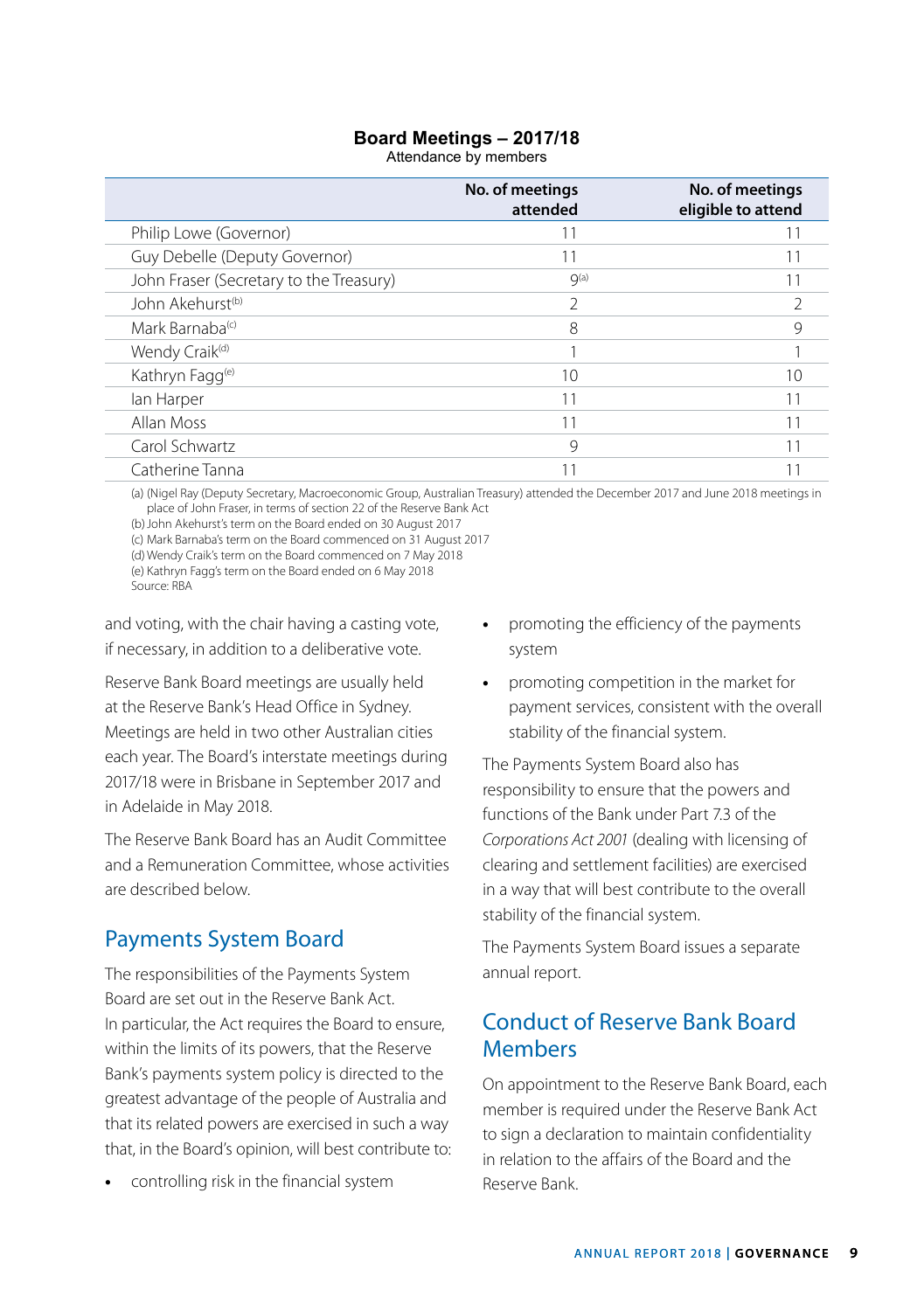**Board Meetings – 2017/18**
Attendance by members

| | No. of meetings attended | No. of meetings eligible to attend |
|---|---|---|
| Philip Lowe (Governor) | 11 | 11 |
| Guy Debelle (Deputy Governor) | 11 | 11 |
| John Fraser (Secretary to the Treasury) | 9[(a)] | 11 |
| John Akehurst[(b)] | 2 | 2 |
| Mark Barnaba[(c)] | 8 | 9 |
| Wendy Craik[(d)] | 1 | 1 |
| Kathryn Fagg[(e)] | 10 | 10 |
| Ian Harper | 11 | 11 |
| Allan Moss | 11 | 11 |
| Carol Schwartz | 9 | 11 |
| Catherine Tanna | 11 | 11 |

(a) (Nigel Ray (Deputy Secretary, Macroeconomic Group, Australian Treasury) attended the December 2017 and June 2018 meetings in place of John Fraser, in terms of section 22 of the Reserve Bank Act
(b) John Akehurst's term on the Board ended on 30 August 2017
(c) Mark Barnaba's term on the Board commenced on 31 August 2017
(d) Wendy Craik's term on the Board commenced on 7 May 2018
(e) Kathryn Fagg's term on the Board ended on 6 May 2018
Source: RBA

and voting, with the chair having a casting vote, if necessary, in addition to a deliberative vote.

Reserve Bank Board meetings are usually held at the Reserve Bank's Head Office in Sydney. Meetings are held in two other Australian cities each year. The Board's interstate meetings during 2017/18 were in Brisbane in September 2017 and in Adelaide in May 2018.

The Reserve Bank Board has an Audit Committee and a Remuneration Committee, whose activities are described below.

## Payments System Board

The responsibilities of the Payments System Board are set out in the Reserve Bank Act. In particular, the Act requires the Board to ensure, within the limits of its powers, that the Reserve Bank's payments system policy is directed to the greatest advantage of the people of Australia and that its related powers are exercised in such a way that, in the Board's opinion, will best contribute to:

- controlling risk in the financial system
- promoting the efficiency of the payments system
- promoting competition in the market for payment services, consistent with the overall stability of the financial system.

The Payments System Board also has responsibility to ensure that the powers and functions of the Bank under Part 7.3 of the *Corporations Act 2001* (dealing with licensing of clearing and settlement facilities) are exercised in a way that will best contribute to the overall stability of the financial system.

The Payments System Board issues a separate annual report.

## Conduct of Reserve Bank Board Members

On appointment to the Reserve Bank Board, each member is required under the Reserve Bank Act to sign a declaration to maintain confidentiality in relation to the affairs of the Board and the Reserve Bank.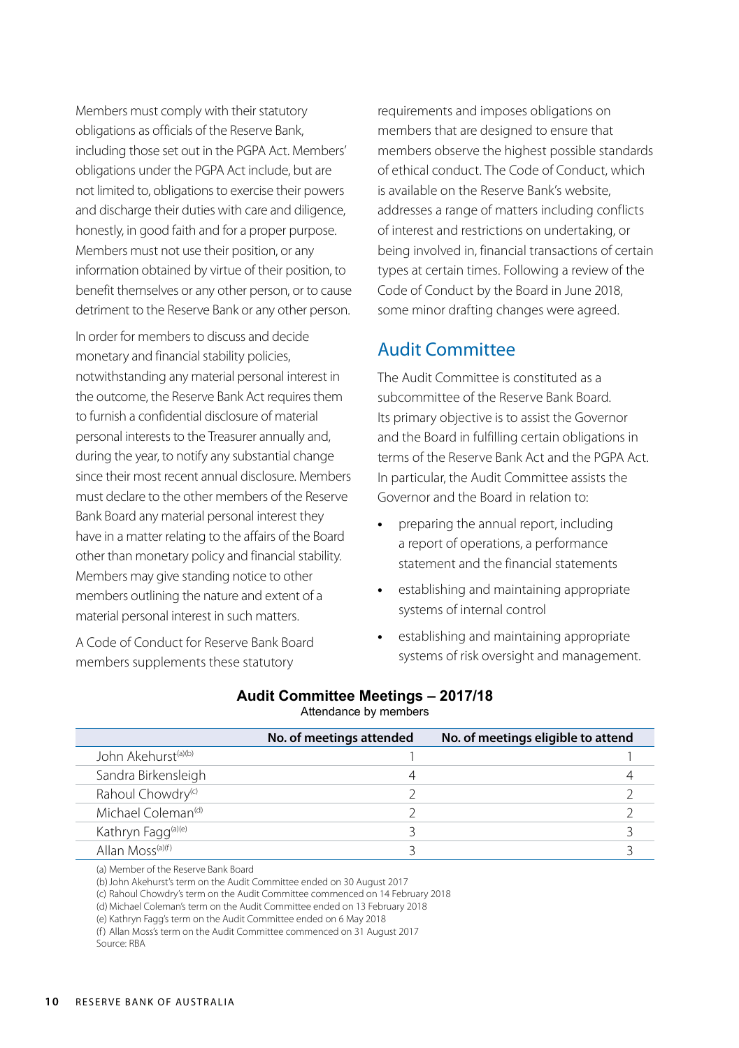Members must comply with their statutory obligations as officials of the Reserve Bank, including those set out in the PGPA Act. Members' obligations under the PGPA Act include, but are not limited to, obligations to exercise their powers and discharge their duties with care and diligence, honestly, in good faith and for a proper purpose. Members must not use their position, or any information obtained by virtue of their position, to benefit themselves or any other person, or to cause detriment to the Reserve Bank or any other person.

In order for members to discuss and decide monetary and financial stability policies, notwithstanding any material personal interest in the outcome, the Reserve Bank Act requires them to furnish a confidential disclosure of material personal interests to the Treasurer annually and, during the year, to notify any substantial change since their most recent annual disclosure. Members must declare to the other members of the Reserve Bank Board any material personal interest they have in a matter relating to the affairs of the Board other than monetary policy and financial stability. Members may give standing notice to other members outlining the nature and extent of a material personal interest in such matters.

A Code of Conduct for Reserve Bank Board members supplements these statutory requirements and imposes obligations on members that are designed to ensure that members observe the highest possible standards of ethical conduct. The Code of Conduct, which is available on the Reserve Bank's website, addresses a range of matters including conflicts of interest and restrictions on undertaking, or being involved in, financial transactions of certain types at certain times. Following a review of the Code of Conduct by the Board in June 2018, some minor drafting changes were agreed.

## Audit Committee

The Audit Committee is constituted as a subcommittee of the Reserve Bank Board. Its primary objective is to assist the Governor and the Board in fulfilling certain obligations in terms of the Reserve Bank Act and the PGPA Act. In particular, the Audit Committee assists the Governor and the Board in relation to:

- preparing the annual report, including a report of operations, a performance statement and the financial statements
- establishing and maintaining appropriate systems of internal control
- establishing and maintaining appropriate systems of risk oversight and management.

**Audit Committee Meetings – 2017/18**

Attendance by members

| | No. of meetings attended | No. of meetings eligible to attend |
|---|---|---|
| John Akehurst[(a)(b)] | 1 | 1 |
| Sandra Birkensleigh | 4 | 4 |
| Rahoul Chowdry[(c)] | 2 | 2 |
| Michael Coleman[(d)] | 2 | 2 |
| Kathryn Fagg[(a)(e)] | 3 | 3 |
| Allan Moss[(a)(f)] | 3 | 3 |

(a) Member of the Reserve Bank Board
(b) John Akehurst's term on the Audit Committee ended on 30 August 2017
(c) Rahoul Chowdry's term on the Audit Committee commenced on 14 February 2018
(d) Michael Coleman's term on the Audit Committee ended on 13 February 2018
(e) Kathryn Fagg's term on the Audit Committee ended on 6 May 2018
(f) Allan Moss's term on the Audit Committee commenced on 31 August 2017
Source: RBA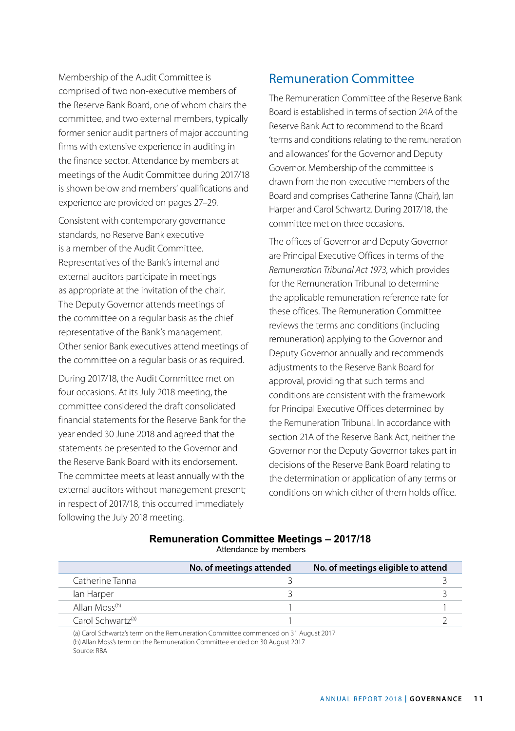Membership of the Audit Committee is comprised of two non-executive members of the Reserve Bank Board, one of whom chairs the committee, and two external members, typically former senior audit partners of major accounting firms with extensive experience in auditing in the finance sector. Attendance by members at meetings of the Audit Committee during 2017/18 is shown below and members' qualifications and experience are provided on pages 27–29.

Consistent with contemporary governance standards, no Reserve Bank executive is a member of the Audit Committee. Representatives of the Bank's internal and external auditors participate in meetings as appropriate at the invitation of the chair. The Deputy Governor attends meetings of the committee on a regular basis as the chief representative of the Bank's management. Other senior Bank executives attend meetings of the committee on a regular basis or as required.

During 2017/18, the Audit Committee met on four occasions. At its July 2018 meeting, the committee considered the draft consolidated financial statements for the Reserve Bank for the year ended 30 June 2018 and agreed that the statements be presented to the Governor and the Reserve Bank Board with its endorsement. The committee meets at least annually with the external auditors without management present; in respect of 2017/18, this occurred immediately following the July 2018 meeting.

## Remuneration Committee

The Remuneration Committee of the Reserve Bank Board is established in terms of section 24A of the Reserve Bank Act to recommend to the Board 'terms and conditions relating to the remuneration and allowances' for the Governor and Deputy Governor. Membership of the committee is drawn from the non-executive members of the Board and comprises Catherine Tanna (Chair), Ian Harper and Carol Schwartz. During 2017/18, the committee met on three occasions.

The offices of Governor and Deputy Governor are Principal Executive Offices in terms of the *Remuneration Tribunal Act 1973*, which provides for the Remuneration Tribunal to determine the applicable remuneration reference rate for these offices. The Remuneration Committee reviews the terms and conditions (including remuneration) applying to the Governor and Deputy Governor annually and recommends adjustments to the Reserve Bank Board for approval, providing that such terms and conditions are consistent with the framework for Principal Executive Offices determined by the Remuneration Tribunal. In accordance with section 21A of the Reserve Bank Act, neither the Governor nor the Deputy Governor takes part in decisions of the Reserve Bank Board relating to the determination or application of any terms or conditions on which either of them holds office.

**Remuneration Committee Meetings – 2017/18**

Attendance by members

| | No. of meetings attended | No. of meetings eligible to attend |
|---|---|---|
| Catherine Tanna | 3 | 3 |
| Ian Harper | 3 | 3 |
| Allan Moss[b] | 1 | 1 |
| Carol Schwartz[a] | 1 | 2 |

(a) Carol Schwartz's term on the Remuneration Committee commenced on 31 August 2017

(b) Allan Moss's term on the Remuneration Committee ended on 30 August 2017

Source: RBA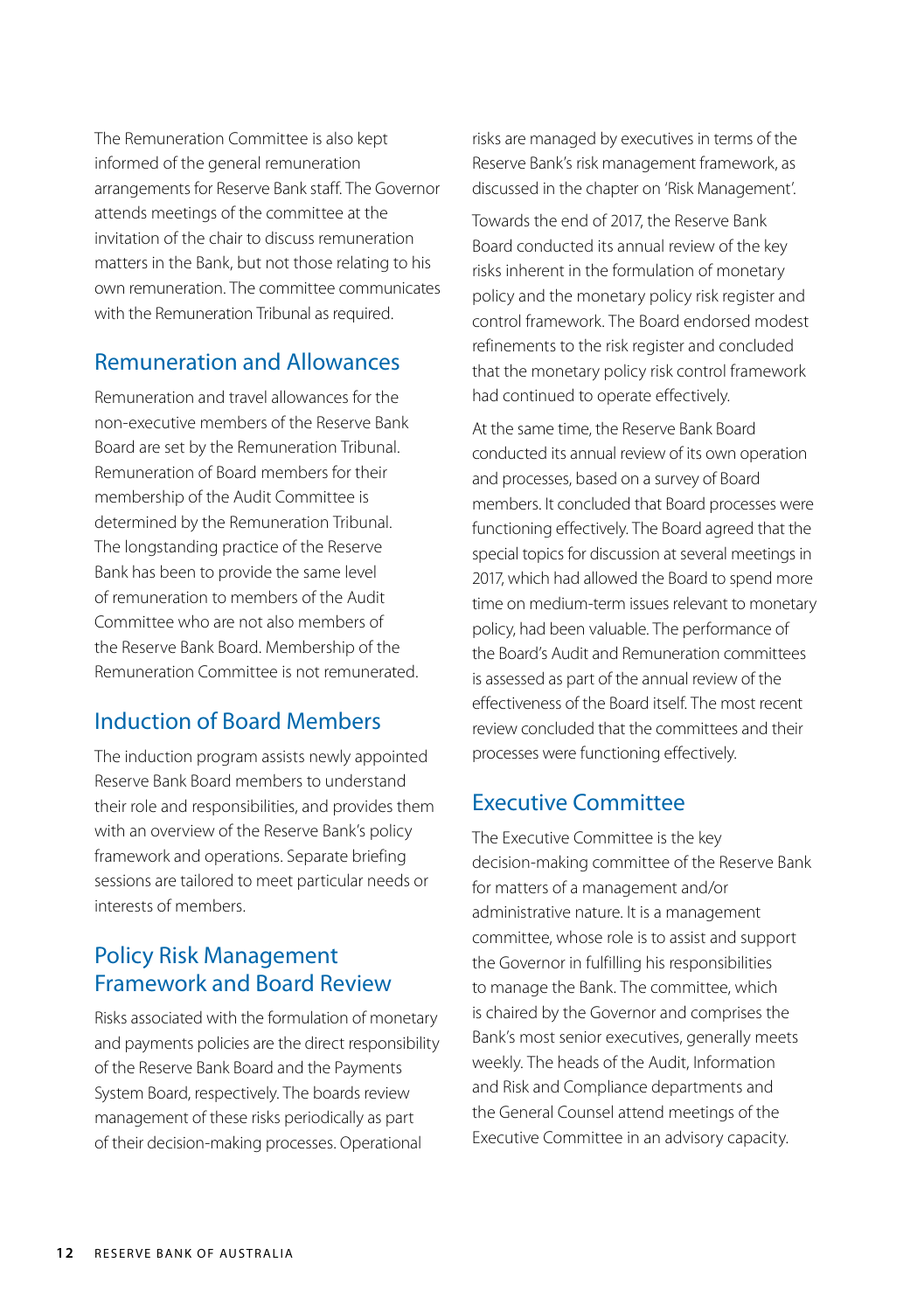The Remuneration Committee is also kept informed of the general remuneration arrangements for Reserve Bank staff. The Governor attends meetings of the committee at the invitation of the chair to discuss remuneration matters in the Bank, but not those relating to his own remuneration. The committee communicates with the Remuneration Tribunal as required.

## Remuneration and Allowances

Remuneration and travel allowances for the non-executive members of the Reserve Bank Board are set by the Remuneration Tribunal. Remuneration of Board members for their membership of the Audit Committee is determined by the Remuneration Tribunal. The longstanding practice of the Reserve Bank has been to provide the same level of remuneration to members of the Audit Committee who are not also members of the Reserve Bank Board. Membership of the Remuneration Committee is not remunerated.

## Induction of Board Members

The induction program assists newly appointed Reserve Bank Board members to understand their role and responsibilities, and provides them with an overview of the Reserve Bank's policy framework and operations. Separate briefing sessions are tailored to meet particular needs or interests of members.

## Policy Risk Management Framework and Board Review

Risks associated with the formulation of monetary and payments policies are the direct responsibility of the Reserve Bank Board and the Payments System Board, respectively. The boards review management of these risks periodically as part of their decision-making processes. Operational risks are managed by executives in terms of the Reserve Bank's risk management framework, as discussed in the chapter on 'Risk Management'.

Towards the end of 2017, the Reserve Bank Board conducted its annual review of the key risks inherent in the formulation of monetary policy and the monetary policy risk register and control framework. The Board endorsed modest refinements to the risk register and concluded that the monetary policy risk control framework had continued to operate effectively.

At the same time, the Reserve Bank Board conducted its annual review of its own operation and processes, based on a survey of Board members. It concluded that Board processes were functioning effectively. The Board agreed that the special topics for discussion at several meetings in 2017, which had allowed the Board to spend more time on medium-term issues relevant to monetary policy, had been valuable. The performance of the Board's Audit and Remuneration committees is assessed as part of the annual review of the effectiveness of the Board itself. The most recent review concluded that the committees and their processes were functioning effectively.

## Executive Committee

The Executive Committee is the key decision-making committee of the Reserve Bank for matters of a management and/or administrative nature. It is a management committee, whose role is to assist and support the Governor in fulfilling his responsibilities to manage the Bank. The committee, which is chaired by the Governor and comprises the Bank's most senior executives, generally meets weekly. The heads of the Audit, Information and Risk and Compliance departments and the General Counsel attend meetings of the Executive Committee in an advisory capacity.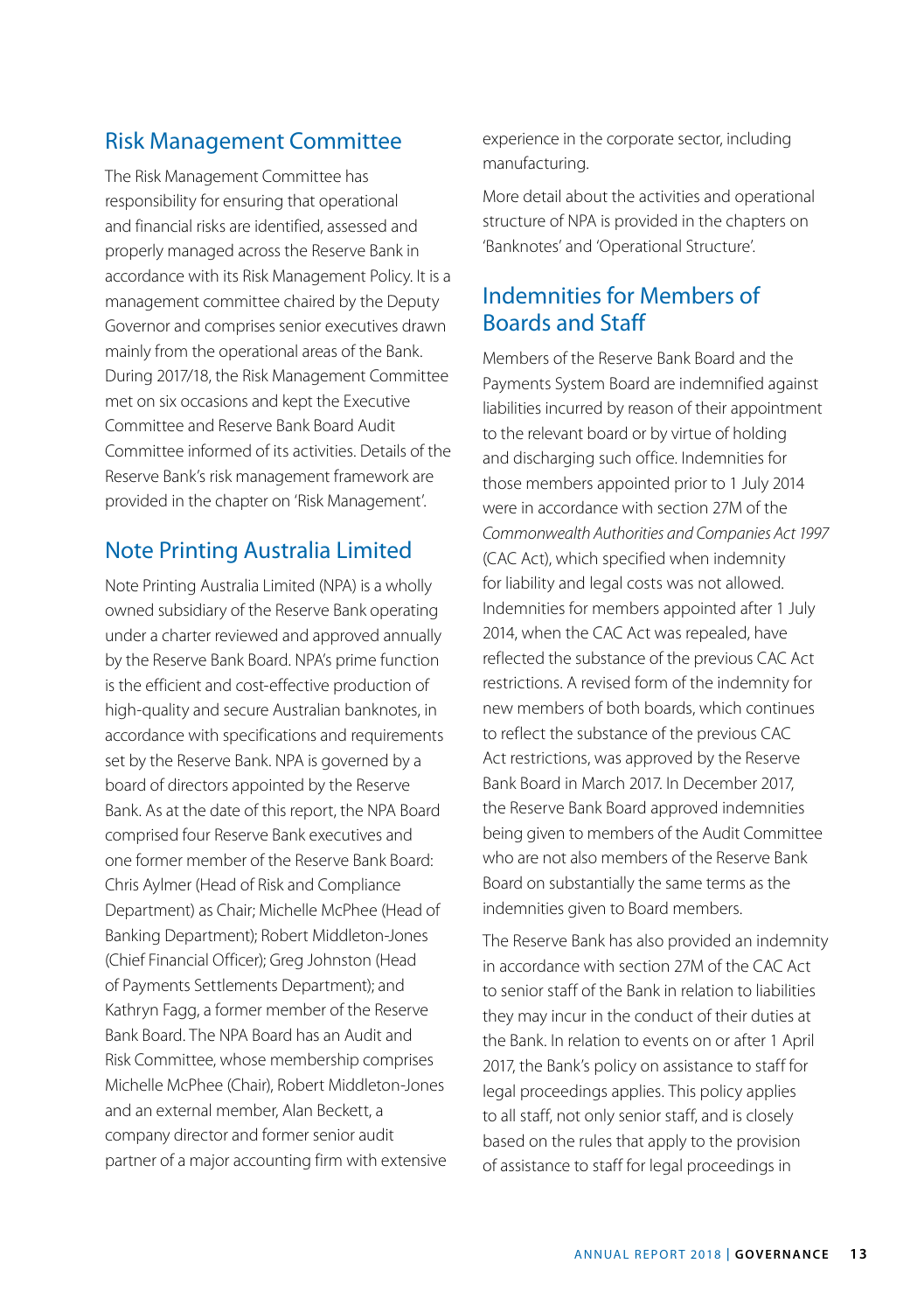## Risk Management Committee

The Risk Management Committee has responsibility for ensuring that operational and financial risks are identified, assessed and properly managed across the Reserve Bank in accordance with its Risk Management Policy. It is a management committee chaired by the Deputy Governor and comprises senior executives drawn mainly from the operational areas of the Bank. During 2017/18, the Risk Management Committee met on six occasions and kept the Executive Committee and Reserve Bank Board Audit Committee informed of its activities. Details of the Reserve Bank's risk management framework are provided in the chapter on 'Risk Management'.

## Note Printing Australia Limited

Note Printing Australia Limited (NPA) is a wholly owned subsidiary of the Reserve Bank operating under a charter reviewed and approved annually by the Reserve Bank Board. NPA's prime function is the efficient and cost-effective production of high-quality and secure Australian banknotes, in accordance with specifications and requirements set by the Reserve Bank. NPA is governed by a board of directors appointed by the Reserve Bank. As at the date of this report, the NPA Board comprised four Reserve Bank executives and one former member of the Reserve Bank Board: Chris Aylmer (Head of Risk and Compliance Department) as Chair; Michelle McPhee (Head of Banking Department); Robert Middleton-Jones (Chief Financial Officer); Greg Johnston (Head of Payments Settlements Department); and Kathryn Fagg, a former member of the Reserve Bank Board. The NPA Board has an Audit and Risk Committee, whose membership comprises Michelle McPhee (Chair), Robert Middleton-Jones and an external member, Alan Beckett, a company director and former senior audit partner of a major accounting firm with extensive experience in the corporate sector, including manufacturing.

More detail about the activities and operational structure of NPA is provided in the chapters on 'Banknotes' and 'Operational Structure'.

## Indemnities for Members of Boards and Staff

Members of the Reserve Bank Board and the Payments System Board are indemnified against liabilities incurred by reason of their appointment to the relevant board or by virtue of holding and discharging such office. Indemnities for those members appointed prior to 1 July 2014 were in accordance with section 27M of the *Commonwealth Authorities and Companies Act 1997* (CAC Act), which specified when indemnity for liability and legal costs was not allowed. Indemnities for members appointed after 1 July 2014, when the CAC Act was repealed, have reflected the substance of the previous CAC Act restrictions. A revised form of the indemnity for new members of both boards, which continues to reflect the substance of the previous CAC Act restrictions, was approved by the Reserve Bank Board in March 2017. In December 2017, the Reserve Bank Board approved indemnities being given to members of the Audit Committee who are not also members of the Reserve Bank Board on substantially the same terms as the indemnities given to Board members.

The Reserve Bank has also provided an indemnity in accordance with section 27M of the CAC Act to senior staff of the Bank in relation to liabilities they may incur in the conduct of their duties at the Bank. In relation to events on or after 1 April 2017, the Bank's policy on assistance to staff for legal proceedings applies. This policy applies to all staff, not only senior staff, and is closely based on the rules that apply to the provision of assistance to staff for legal proceedings in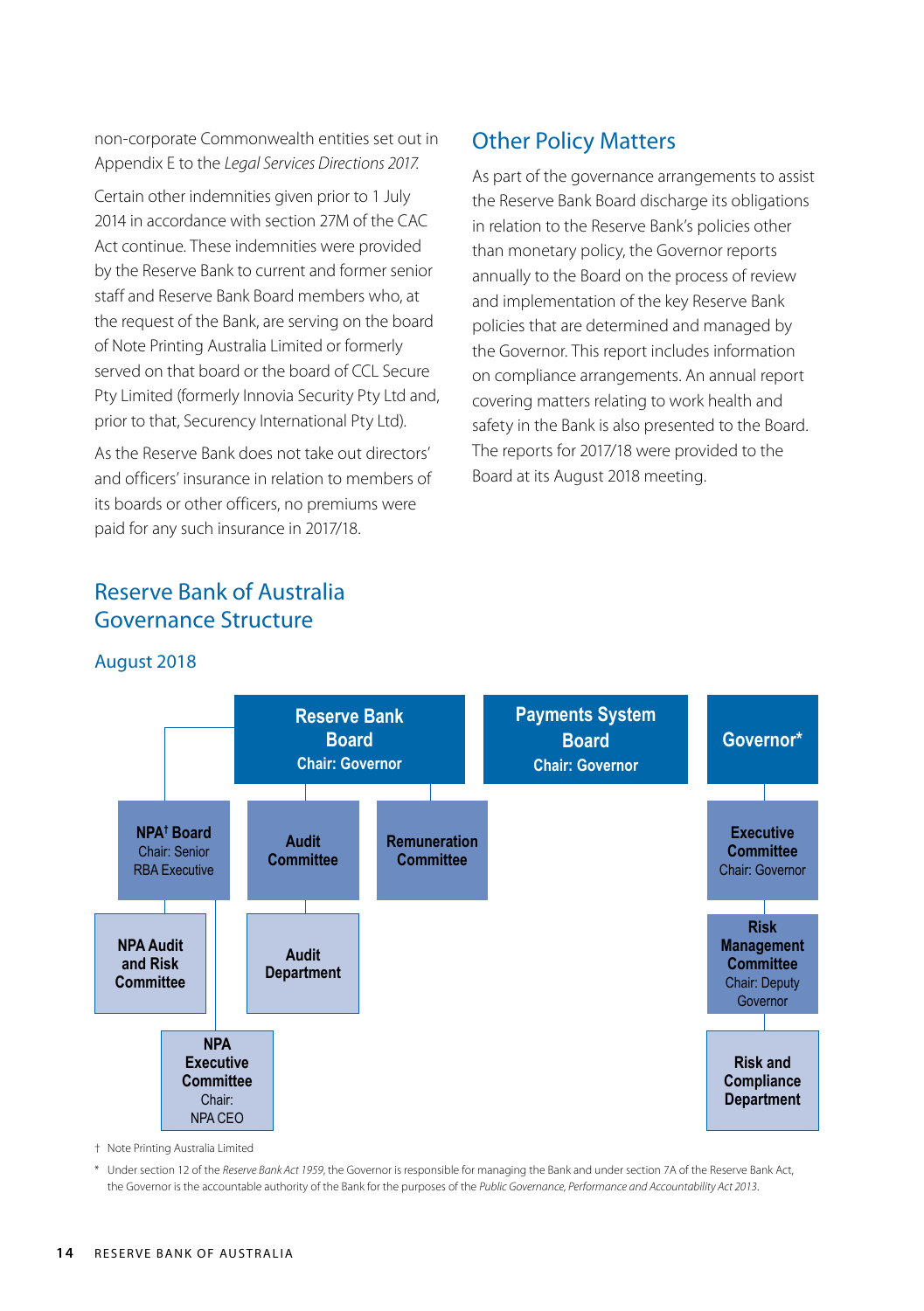non-corporate Commonwealth entities set out in Appendix E to the *Legal Services Directions 2017*.

Certain other indemnities given prior to 1 July 2014 in accordance with section 27M of the CAC Act continue. These indemnities were provided by the Reserve Bank to current and former senior staff and Reserve Bank Board members who, at the request of the Bank, are serving on the board of Note Printing Australia Limited or formerly served on that board or the board of CCL Secure Pty Limited (formerly Innovia Security Pty Ltd and, prior to that, Securency International Pty Ltd).

As the Reserve Bank does not take out directors' and officers' insurance in relation to members of its boards or other officers, no premiums were paid for any such insurance in 2017/18.

## Other Policy Matters

As part of the governance arrangements to assist the Reserve Bank Board discharge its obligations in relation to the Reserve Bank's policies other than monetary policy, the Governor reports annually to the Board on the process of review and implementation of the key Reserve Bank policies that are determined and managed by the Governor. This report includes information on compliance arrangements. An annual report covering matters relating to work health and safety in the Bank is also presented to the Board. The reports for 2017/18 were provided to the Board at its August 2018 meeting.

## Reserve Bank of Australia Governance Structure

### August 2018

Reserve Bank Board
Chair: Governor

Payments System Board
Chair: Governor

Governor*

NPA† Board
Chair: Senior RBA Executive

Audit Committee

Remuneration Committee

Executive Committee
Chair: Governor

NPA Audit and Risk Committee

Audit Department

Risk Management Committee
Chair: Deputy Governor

NPA Executive Committee
Chair: NPA CEO

Risk and Compliance Department

† Note Printing Australia Limited

\* Under section 12 of the *Reserve Bank Act 1959*, the Governor is responsible for managing the Bank and under section 7A of the Reserve Bank Act, the Governor is the accountable authority of the Bank for the purposes of the *Public Governance, Performance and Accountability Act 2013*.